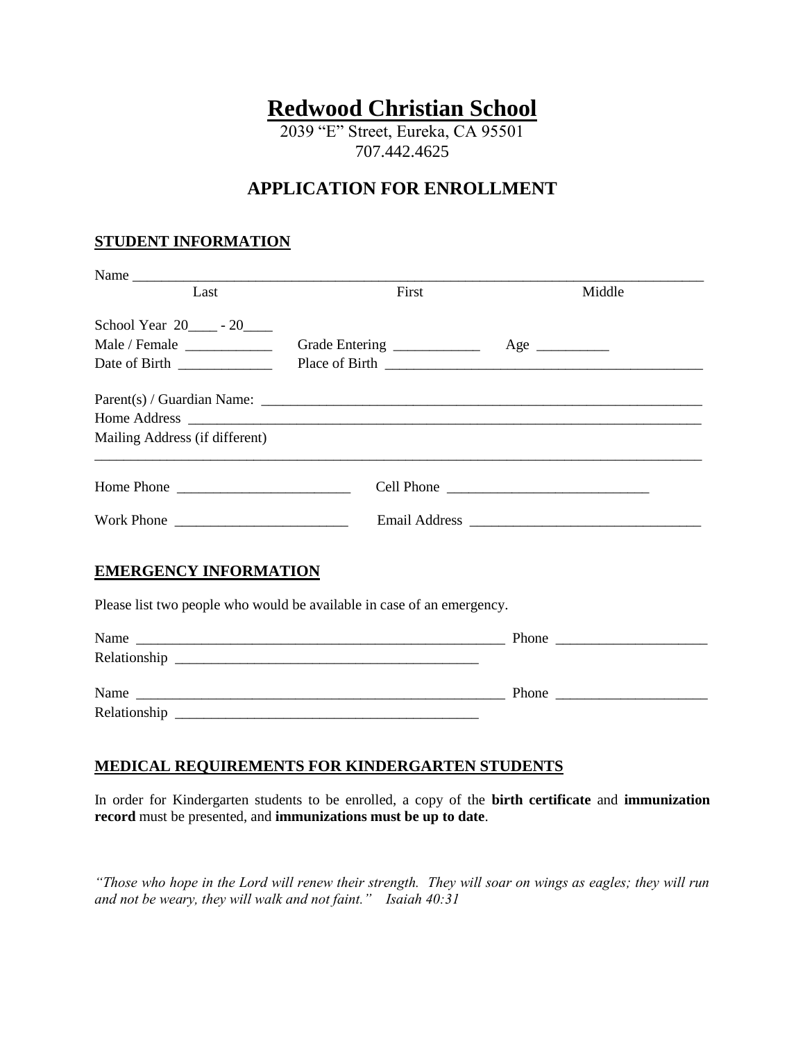# Redwood Christian School

2039 "E" Street, Eureka, CA 95501
707.442.4625

## APPLICATION FOR ENROLLMENT

### STUDENT INFORMATION

Name ________________________________________________________________________________
Last　　　　　　　　　　　　First　　　　　　　　　　　　Middle

School Year 20____ - 20____

Male / Female ____________　　Grade Entering ____________　　Age __________

Date of Birth _____________　　Place of Birth ____________________________________________

Parent(s) / Guardian Name: ______________________________________________________________

Home Address _________________________________________________________________________

Mailing Address (if different)

______________________________________________________________________________________

Home Phone ________________________　　Cell Phone ____________________________

Work Phone ________________________　　Email Address ________________________________

### EMERGENCY INFORMATION

Please list two people who would be available in case of an emergency.

Name ______________________________________________________ Phone _____________________

Relationship ____________________________________________

Name ______________________________________________________ Phone _____________________

Relationship ____________________________________________

### MEDICAL REQUIREMENTS FOR KINDERGARTEN STUDENTS

In order for Kindergarten students to be enrolled, a copy of the **birth certificate** and **immunization record** must be presented, and **immunizations must be up to date**.

*"Those who hope in the Lord will renew their strength. They will soar on wings as eagles; they will run and not be weary, they will walk and not faint." Isaiah 40:31*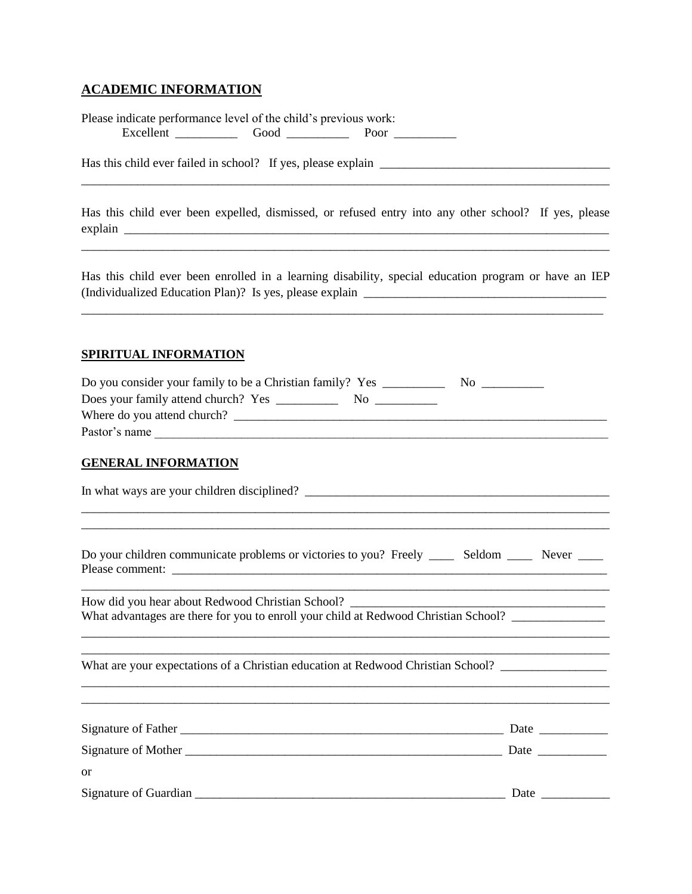## ACADEMIC INFORMATION

Please indicate performance level of the child's previous work:
Excellent __________ Good __________ Poor __________

Has this child ever failed in school? If yes, please explain ______________________________________
__________________________________________________________________________________________

Has this child ever been expelled, dismissed, or refused entry into any other school? If yes, please explain ____________________________________________________________________________
__________________________________________________________________________________________

Has this child ever been enrolled in a learning disability, special education program or have an IEP (Individualized Education Plan)? Is yes, please explain _______________________________________
__________________________________________________________________________________________

## SPIRITUAL INFORMATION

Do you consider your family to be a Christian family? Yes __________ No __________
Does your family attend church? Yes __________ No __________
Where do you attend church? ________________________________________________________________
Pastor's name ______________________________________________________________________________

## GENERAL INFORMATION

In what ways are your children disciplined? ____________________________________________________
__________________________________________________________________________________________
__________________________________________________________________________________________

Do your children communicate problems or victories to you? Freely ____ Seldom ____ Never ____
Please comment: ____________________________________________________________________________
__________________________________________________________________________________________

How did you hear about Redwood Christian School? ________________________________________
What advantages are there for you to enroll your child at Redwood Christian School? _______________
__________________________________________________________________________________________
__________________________________________________________________________________________

What are your expectations of a Christian education at Redwood Christian School? _________________
__________________________________________________________________________________________
__________________________________________________________________________________________

Signature of Father ____________________________________________________ Date ___________

Signature of Mother ___________________________________________________ Date ___________

or

Signature of Guardian _________________________________________________ Date ___________